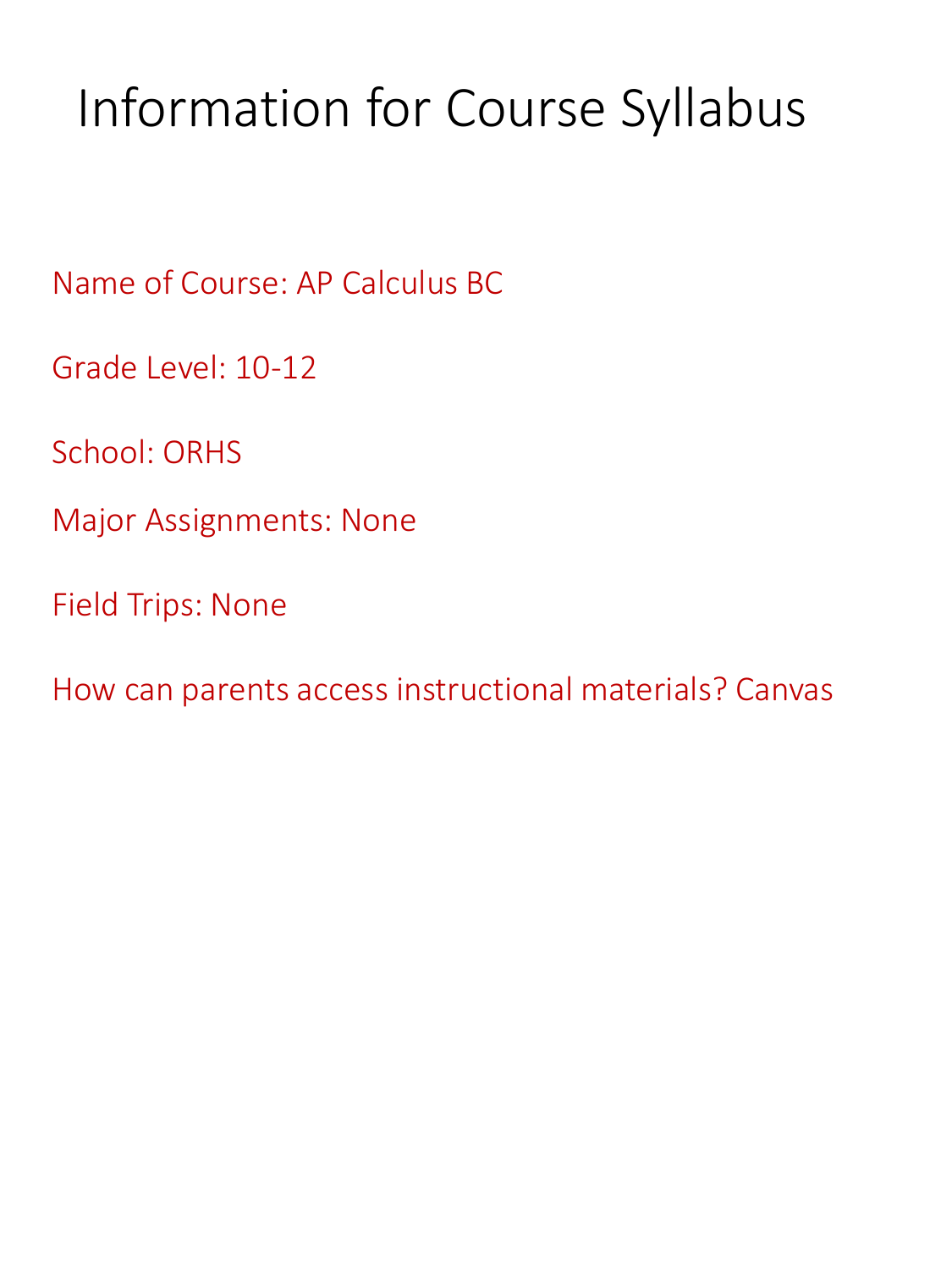# Information for Course Syllabus

Name of Course: AP Calculus BC

Grade Level: 10-12

School: ORHS

Major Assignments: None

Field Trips: None

How can parents access instructional materials? Canvas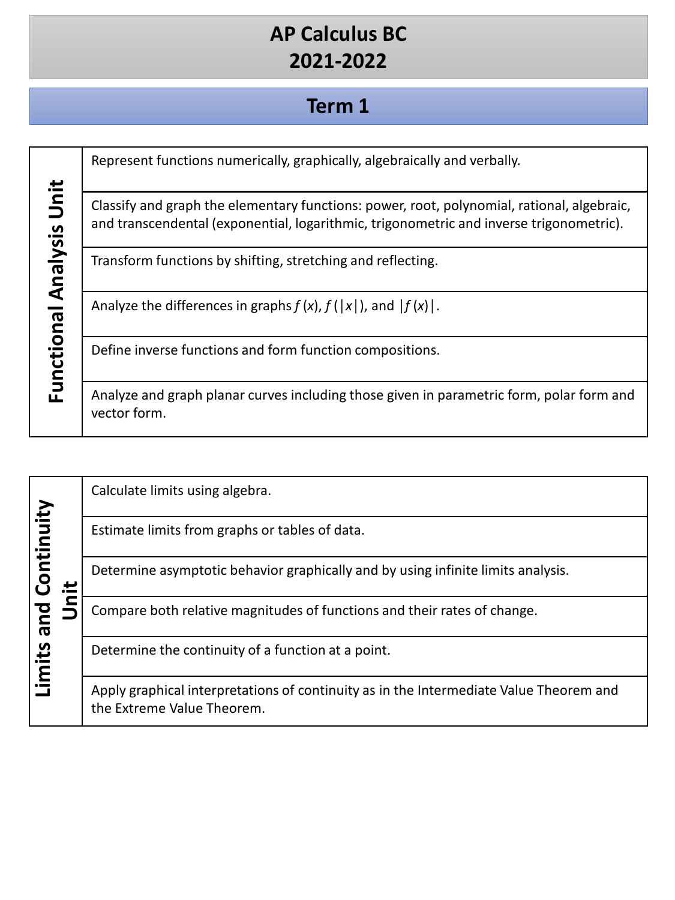# AP Calculus BC
# 2021-2022

## Term 1

| Functional Analysis Unit | |
|---|---|
| | Represent functions numerically, graphically, algebraically and verbally. |
| | Classify and graph the elementary functions: power, root, polynomial, rational, algebraic, and transcendental (exponential, logarithmic, trigonometric and inverse trigonometric). |
| | Transform functions by shifting, stretching and reflecting. |
| | Analyze the differences in graphs $f(x)$, $f(\|x\|)$, and $\|f(x)\|$. |
| | Define inverse functions and form function compositions. |
| | Analyze and graph planar curves including those given in parametric form, polar form and vector form. |

| Limits and Continuity Unit | |
|---|---|
| | Calculate limits using algebra. |
| | Estimate limits from graphs or tables of data. |
| | Determine asymptotic behavior graphically and by using infinite limits analysis. |
| | Compare both relative magnitudes of functions and their rates of change. |
| | Determine the continuity of a function at a point. |
| | Apply graphical interpretations of continuity as in the Intermediate Value Theorem and the Extreme Value Theorem. |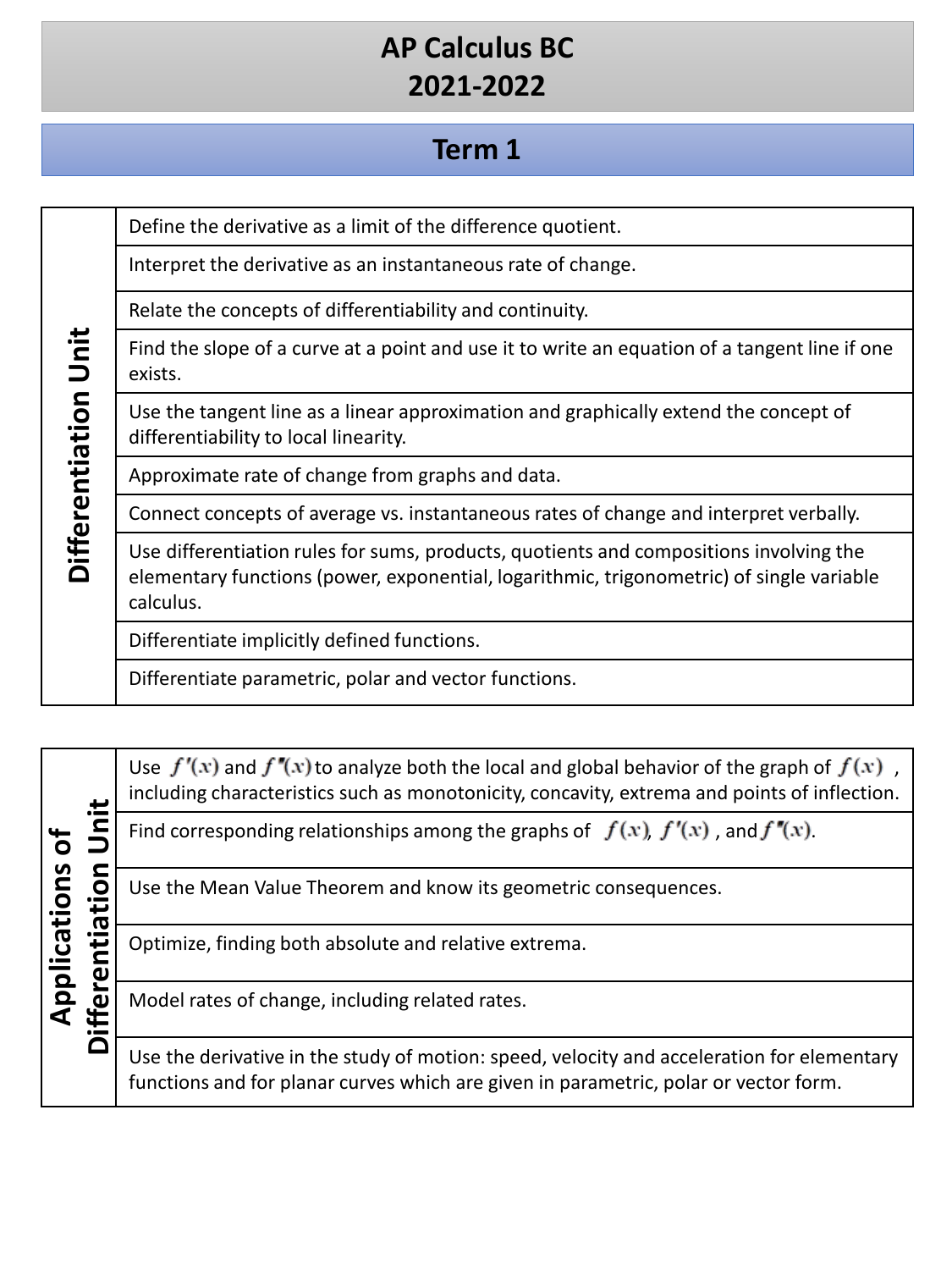# AP Calculus BC
# 2021-2022

## Term 1

| Differentiation Unit | |
|---|---|
| | Define the derivative as a limit of the difference quotient. |
| | Interpret the derivative as an instantaneous rate of change. |
| | Relate the concepts of differentiability and continuity. |
| | Find the slope of a curve at a point and use it to write an equation of a tangent line if one exists. |
| | Use the tangent line as a linear approximation and graphically extend the concept of differentiability to local linearity. |
| | Approximate rate of change from graphs and data. |
| | Connect concepts of average vs. instantaneous rates of change and interpret verbally. |
| | Use differentiation rules for sums, products, quotients and compositions involving the elementary functions (power, exponential, logarithmic, trigonometric) of single variable calculus. |
| | Differentiate implicitly defined functions. |
| | Differentiate parametric, polar and vector functions. |

| Applications of Differentiation Unit | |
|---|---|
| | Use $f'(x)$ and $f''(x)$ to analyze both the local and global behavior of the graph of $f(x)$, including characteristics such as monotonicity, concavity, extrema and points of inflection. |
| | Find corresponding relationships among the graphs of $f(x)$, $f'(x)$, and $f''(x)$. |
| | Use the Mean Value Theorem and know its geometric consequences. |
| | Optimize, finding both absolute and relative extrema. |
| | Model rates of change, including related rates. |
| | Use the derivative in the study of motion: speed, velocity and acceleration for elementary functions and for planar curves which are given in parametric, polar or vector form. |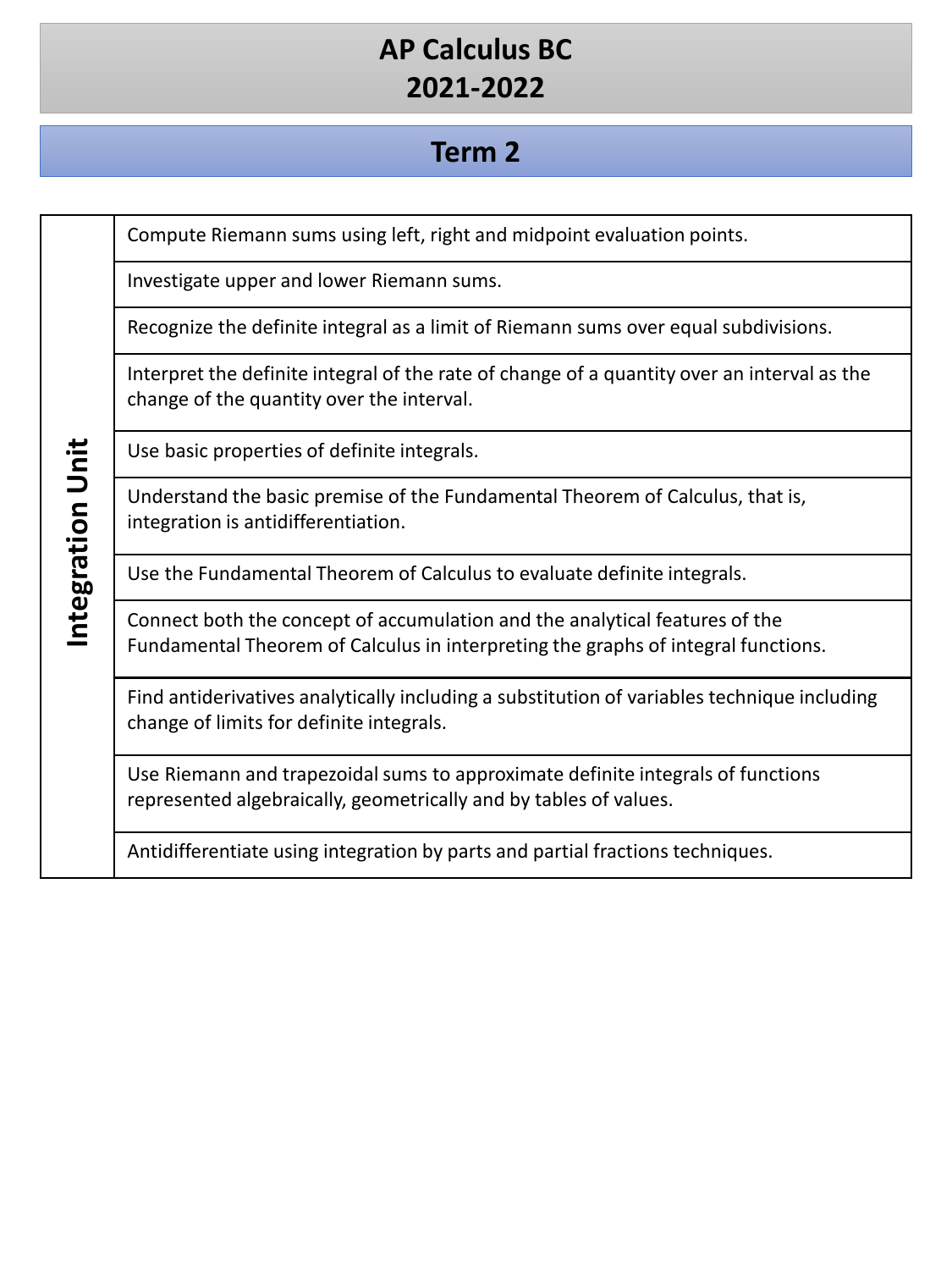# AP Calculus BC
# 2021-2022

## Term 2

| Integration Unit | |
|---|---|
| Integration Unit | Compute Riemann sums using left, right and midpoint evaluation points. |
| | Investigate upper and lower Riemann sums. |
| | Recognize the definite integral as a limit of Riemann sums over equal subdivisions. |
| | Interpret the definite integral of the rate of change of a quantity over an interval as the change of the quantity over the interval. |
| | Use basic properties of definite integrals. |
| | Understand the basic premise of the Fundamental Theorem of Calculus, that is, integration is antidifferentiation. |
| | Use the Fundamental Theorem of Calculus to evaluate definite integrals. |
| | Connect both the concept of accumulation and the analytical features of the Fundamental Theorem of Calculus in interpreting the graphs of integral functions. |
| | Find antiderivatives analytically including a substitution of variables technique including change of limits for definite integrals. |
| | Use Riemann and trapezoidal sums to approximate definite integrals of functions represented algebraically, geometrically and by tables of values. |
| | Antidifferentiate using integration by parts and partial fractions techniques. |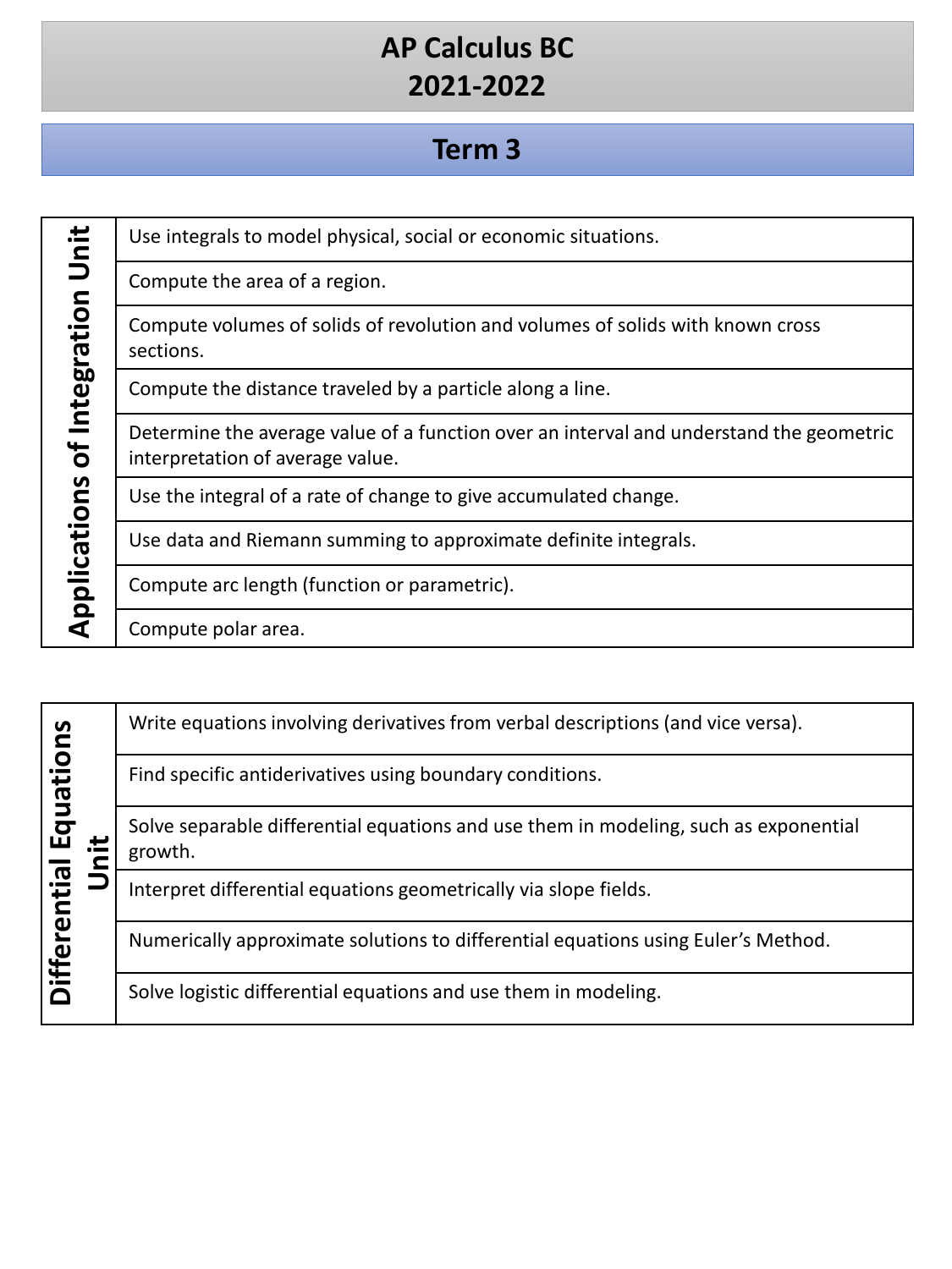# AP Calculus BC
# 2021-2022

## Term 3

| Applications of Integration Unit | |
|---|---|
| | Use integrals to model physical, social or economic situations. |
| | Compute the area of a region. |
| | Compute volumes of solids of revolution and volumes of solids with known cross sections. |
| | Compute the distance traveled by a particle along a line. |
| | Determine the average value of a function over an interval and understand the geometric interpretation of average value. |
| | Use the integral of a rate of change to give accumulated change. |
| | Use data and Riemann summing to approximate definite integrals. |
| | Compute arc length (function or parametric). |
| | Compute polar area. |

| Differential Equations Unit | |
|---|---|
| | Write equations involving derivatives from verbal descriptions (and vice versa). |
| | Find specific antiderivatives using boundary conditions. |
| | Solve separable differential equations and use them in modeling, such as exponential growth. |
| | Interpret differential equations geometrically via slope fields. |
| | Numerically approximate solutions to differential equations using Euler's Method. |
| | Solve logistic differential equations and use them in modeling. |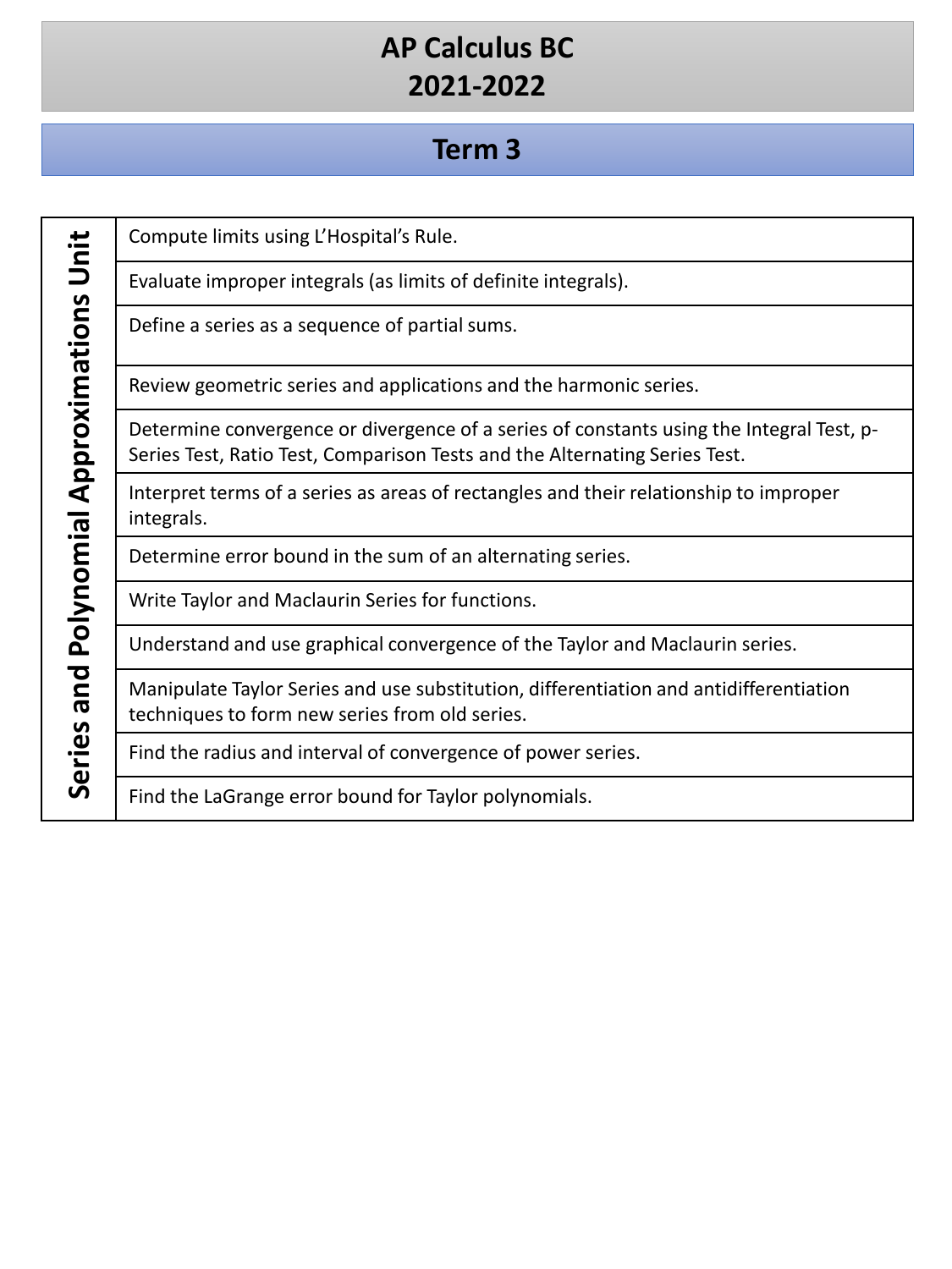# AP Calculus BC
# 2021-2022

## Term 3

| Series and Polynomial Approximations Unit | |
|---|---|
| | Compute limits using L'Hospital's Rule. |
| | Evaluate improper integrals (as limits of definite integrals). |
| | Define a series as a sequence of partial sums. |
| | Review geometric series and applications and the harmonic series. |
| | Determine convergence or divergence of a series of constants using the Integral Test, p-Series Test, Ratio Test, Comparison Tests and the Alternating Series Test. |
| | Interpret terms of a series as areas of rectangles and their relationship to improper integrals. |
| | Determine error bound in the sum of an alternating series. |
| | Write Taylor and Maclaurin Series for functions. |
| | Understand and use graphical convergence of the Taylor and Maclaurin series. |
| | Manipulate Taylor Series and use substitution, differentiation and antidifferentiation techniques to form new series from old series. |
| | Find the radius and interval of convergence of power series. |
| | Find the LaGrange error bound for Taylor polynomials. |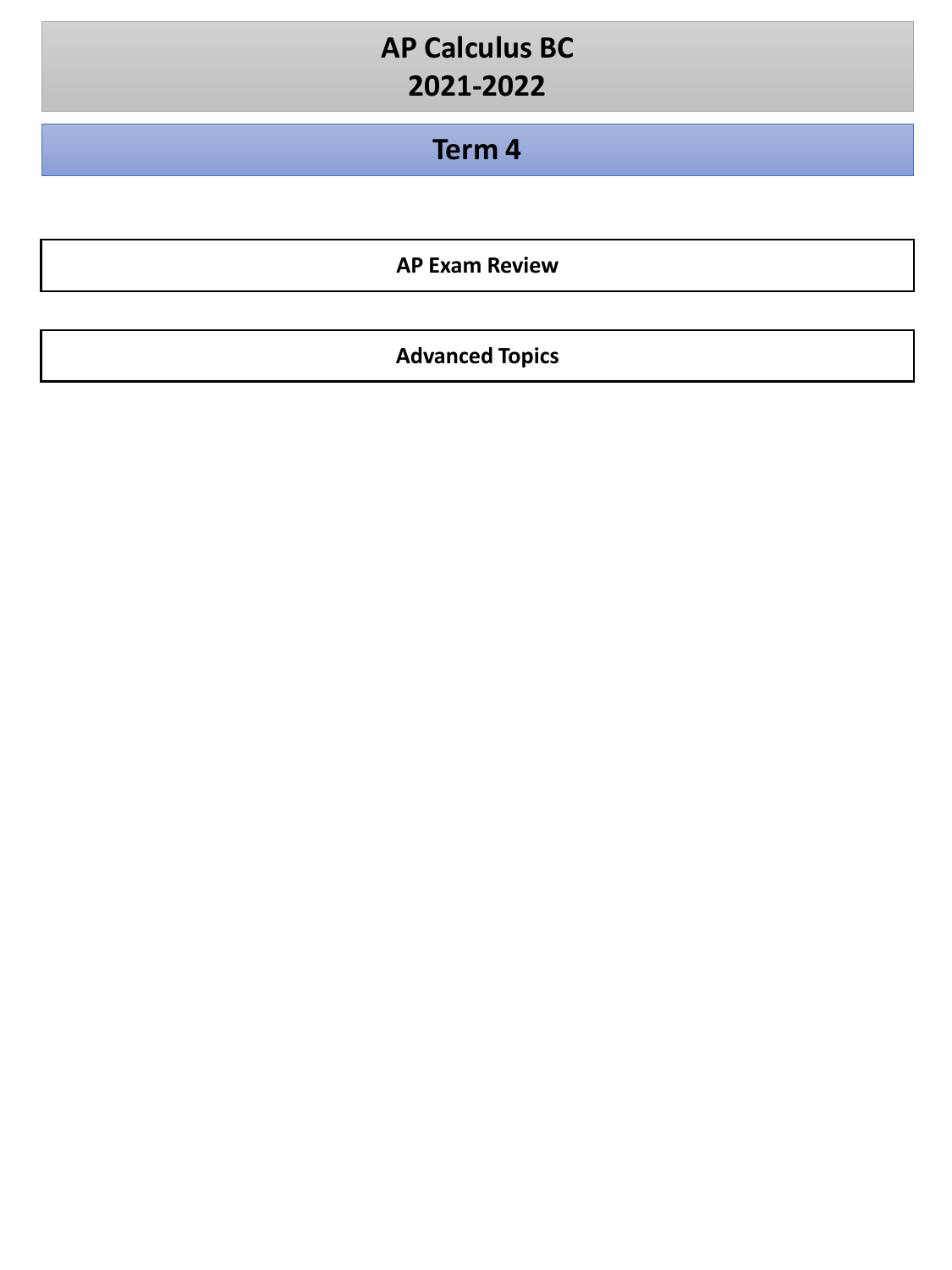# AP Calculus BC
# 2021-2022

## Term 4

**AP Exam Review**

**Advanced Topics**